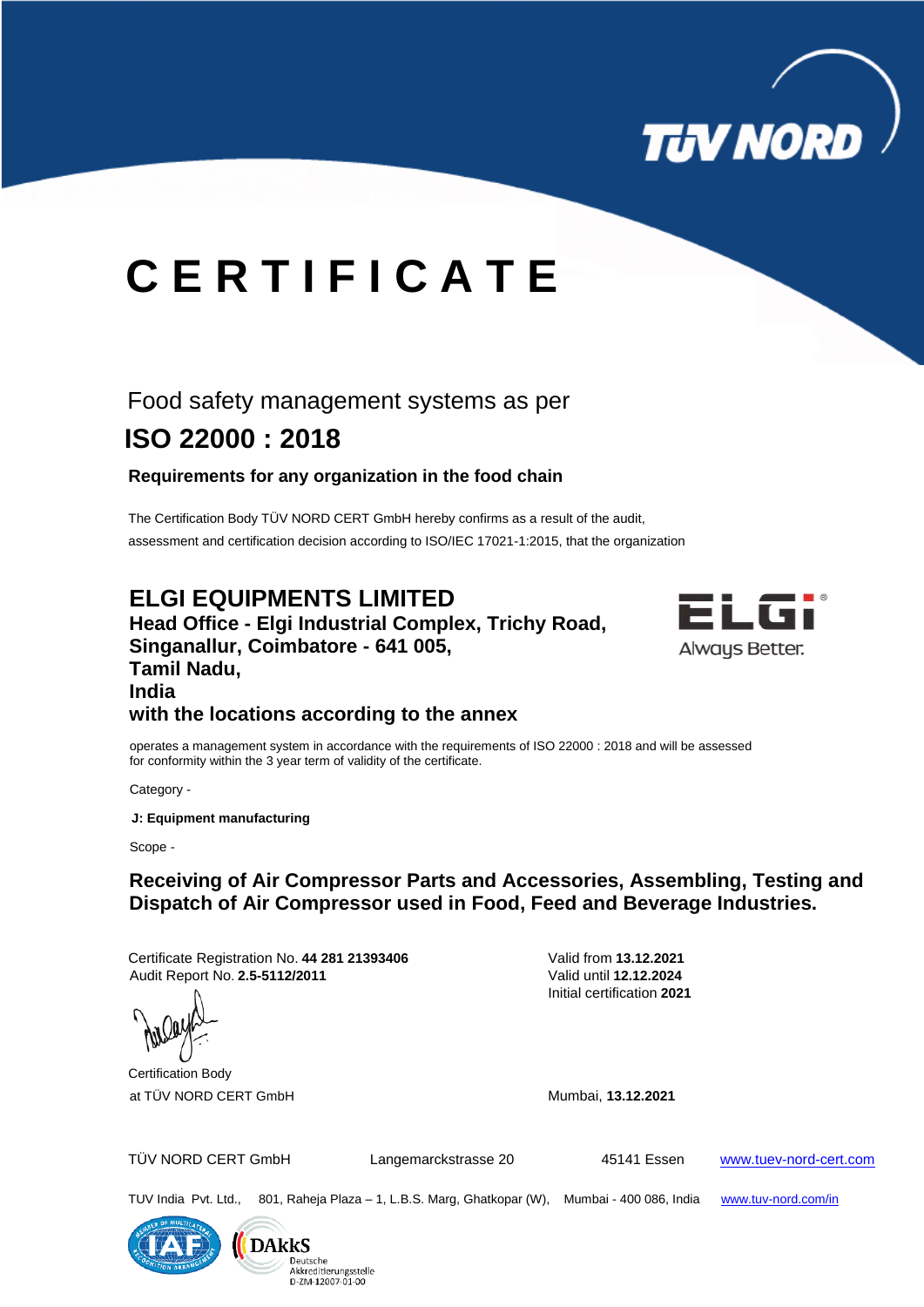TÜV NORD

# CERTIFICATE

Food safety management systems as per

## ISO 22000 : 2018

**Requirements for any organization in the food chain**

The Certification Body TÜV NORD CERT GmbH hereby confirms as a result of the audit, assessment and certification decision according to ISO/IEC 17021-1:2015, that the organization

## ELGI EQUIPMENTS LIMITED

**Head Office - Elgi Industrial Complex, Trichy Road,**
**Singanallur, Coimbatore - 641 005,**
**Tamil Nadu,**
**India**
**with the locations according to the annex**

ELGi® Always Better.

operates a management system in accordance with the requirements of ISO 22000 : 2018 and will be assessed for conformity within the 3 year term of validity of the certificate.

Category -

**J: Equipment manufacturing**

Scope -

**Receiving of Air Compressor Parts and Accessories, Assembling, Testing and Dispatch of Air Compressor used in Food, Feed and Beverage Industries.**

Certificate Registration No. **44 281 21393406**
Audit Report No. **2.5-5112/2011**

Valid from **13.12.2021**
Valid until **12.12.2024**
Initial certification **2021**

Certification Body
at TÜV NORD CERT GmbH

Mumbai, **13.12.2021**

TÜV NORD CERT GmbH  Langemarckstrasse 20  45141 Essen  www.tuev-nord-cert.com

TUV India Pvt. Ltd., 801, Raheja Plaza – 1, L.B.S. Marg, Ghatkopar (W), Mumbai - 400 086, India  www.tuv-nord.com/in

IAF – Member of Multilateral Recognition Arrangement

DAkkS Deutsche Akkreditierungsstelle D-ZM-12007-01-00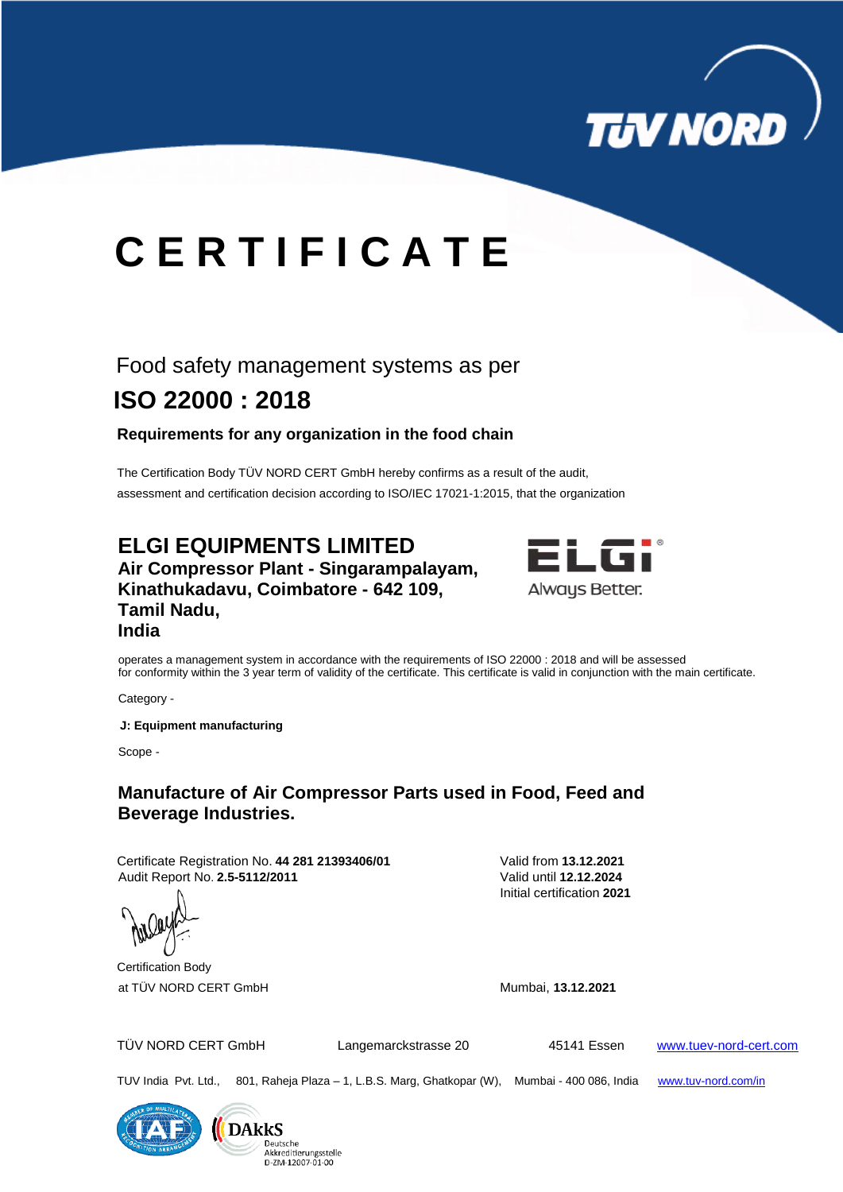TÜV NORD

# CERTIFICATE

Food safety management systems as per

## ISO 22000 : 2018

**Requirements for any organization in the food chain**

The Certification Body TÜV NORD CERT GmbH hereby confirms as a result of the audit, assessment and certification decision according to ISO/IEC 17021-1:2015, that the organization

### ELGI EQUIPMENTS LIMITED

**Air Compressor Plant - Singarampalayam, Kinathukadavu, Coimbatore - 642 109, Tamil Nadu, India**

ELGi® Always Better.

operates a management system in accordance with the requirements of ISO 22000 : 2018 and will be assessed for conformity within the 3 year term of validity of the certificate. This certificate is valid in conjunction with the main certificate.

Category -

**J: Equipment manufacturing**

Scope -

**Manufacture of Air Compressor Parts used in Food, Feed and Beverage Industries.**

Certificate Registration No. **44 281 21393406/01**
Audit Report No. **2.5-5112/2011**

Valid from **13.12.2021**
Valid until **12.12.2024**
Initial certification **2021**

Certification Body
at TÜV NORD CERT GmbH

Mumbai, **13.12.2021**

TÜV NORD CERT GmbH Langemarckstrasse 20 45141 Essen www.tuev-nord-cert.com

TUV India Pvt. Ltd., 801, Raheja Plaza – 1, L.B.S. Marg, Ghatkopar (W), Mumbai - 400 086, India www.tuv-nord.com/in

IAF – Member of Multilateral Recognition Arrangement

DAkkS Deutsche Akkreditierungsstelle D-ZM-12007-01-00